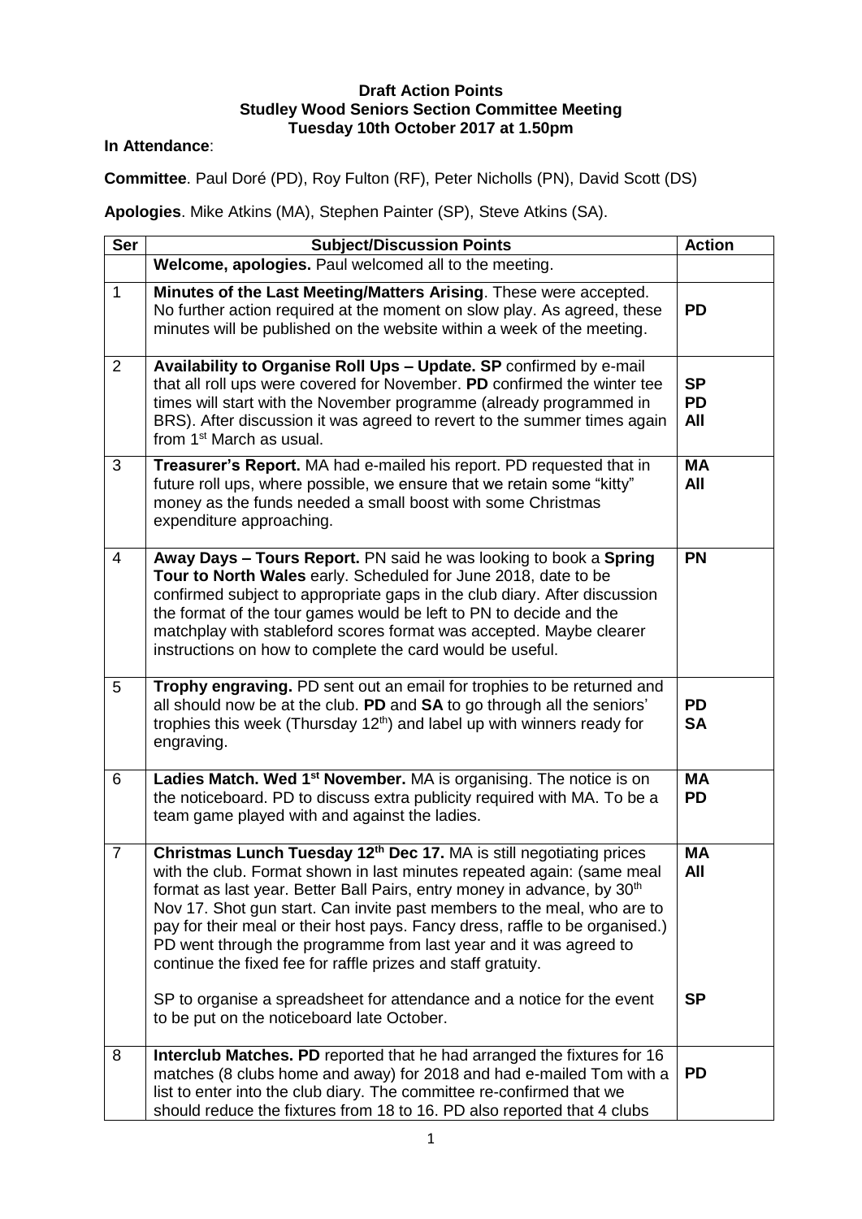**Draft Action Points**
**Studley Wood Seniors Section Committee Meeting**
**Tuesday 10th October 2017 at 1.50pm**

**In Attendance**:

**Committee**. Paul Doré (PD), Roy Fulton (RF), Peter Nicholls (PN), David Scott (DS)

**Apologies**. Mike Atkins (MA), Stephen Painter (SP), Steve Atkins (SA).

| Ser | Subject/Discussion Points | Action |
|---|---|---|
| | **Welcome, apologies.** Paul welcomed all to the meeting. | |
| 1 | **Minutes of the Last Meeting/Matters Arising**. These were accepted. No further action required at the moment on slow play. As agreed, these minutes will be published on the website within a week of the meeting. | **PD** |
| 2 | **Availability to Organise Roll Ups – Update. SP** confirmed by e-mail that all roll ups were covered for November. **PD** confirmed the winter tee times will start with the November programme (already programmed in BRS). After discussion it was agreed to revert to the summer times again from 1st March as usual. | **SP** **PD** **All** |
| 3 | **Treasurer's Report.** MA had e-mailed his report. PD requested that in future roll ups, where possible, we ensure that we retain some "kitty" money as the funds needed a small boost with some Christmas expenditure approaching. | **MA** **All** |
| 4 | **Away Days – Tours Report.** PN said he was looking to book a **Spring Tour to North Wales** early. Scheduled for June 2018, date to be confirmed subject to appropriate gaps in the club diary. After discussion the format of the tour games would be left to PN to decide and the matchplay with stableford scores format was accepted. Maybe clearer instructions on how to complete the card would be useful. | **PN** |
| 5 | **Trophy engraving.** PD sent out an email for trophies to be returned and all should now be at the club. **PD** and **SA** to go through all the seniors' trophies this week (Thursday 12th) and label up with winners ready for engraving. | **PD** **SA** |
| 6 | **Ladies Match. Wed 1st November.** MA is organising. The notice is on the noticeboard. PD to discuss extra publicity required with MA. To be a team game played with and against the ladies. | **MA** **PD** |
| 7 | **Christmas Lunch Tuesday 12th Dec 17.** MA is still negotiating prices with the club. Format shown in last minutes repeated again: (same meal format as last year. Better Ball Pairs, entry money in advance, by 30th Nov 17. Shot gun start. Can invite past members to the meal, who are to pay for their meal or their host pays. Fancy dress, raffle to be organised.) PD went through the programme from last year and it was agreed to continue the fixed fee for raffle prizes and staff gratuity.<br><br>SP to organise a spreadsheet for attendance and a notice for the event to be put on the noticeboard late October. | **MA** **All**<br><br>**SP** |
| 8 | **Interclub Matches. PD** reported that he had arranged the fixtures for 16 matches (8 clubs home and away) for 2018 and had e-mailed Tom with a list to enter into the club diary. The committee re-confirmed that we should reduce the fixtures from 18 to 16. PD also reported that 4 clubs | **PD** |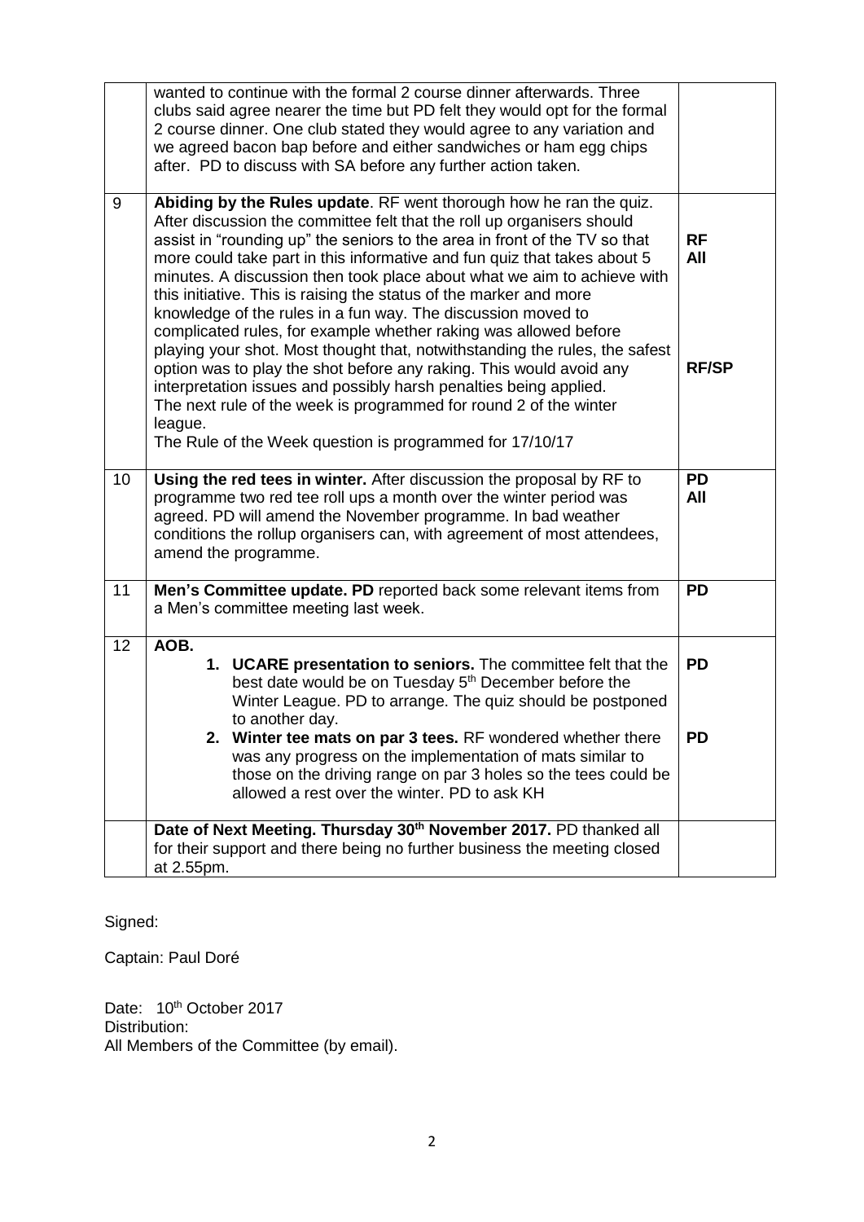| | | |
|---|---|---|
| | wanted to continue with the formal 2 course dinner afterwards. Three clubs said agree nearer the time but PD felt they would opt for the formal 2 course dinner. One club stated they would agree to any variation and we agreed bacon bap before and either sandwiches or ham egg chips after. PD to discuss with SA before any further action taken. | |
| 9 | **Abiding by the Rules update**. RF went thorough how he ran the quiz. After discussion the committee felt that the roll up organisers should assist in "rounding up" the seniors to the area in front of the TV so that more could take part in this informative and fun quiz that takes about 5 minutes. A discussion then took place about what we aim to achieve with this initiative. This is raising the status of the marker and more knowledge of the rules in a fun way. The discussion moved to complicated rules, for example whether raking was allowed before playing your shot. Most thought that, notwithstanding the rules, the safest option was to play the shot before any raking. This would avoid any interpretation issues and possibly harsh penalties being applied. The next rule of the week is programmed for round 2 of the winter league. The Rule of the Week question is programmed for 17/10/17 | **RF** **All** **RF/SP** |
| 10 | **Using the red tees in winter.** After discussion the proposal by RF to programme two red tee roll ups a month over the winter period was agreed. PD will amend the November programme. In bad weather conditions the rollup organisers can, with agreement of most attendees, amend the programme. | **PD** **All** |
| 11 | **Men's Committee update. PD** reported back some relevant items from a Men's committee meeting last week. | **PD** |
| 12 | **AOB.** 1. **UCARE presentation to seniors.** The committee felt that the best date would be on Tuesday 5th December before the Winter League. PD to arrange. The quiz should be postponed to another day. 2. **Winter tee mats on par 3 tees.** RF wondered whether there was any progress on the implementation of mats similar to those on the driving range on par 3 holes so the tees could be allowed a rest over the winter. PD to ask KH | **PD** **PD** |
| | **Date of Next Meeting. Thursday 30th November 2017.** PD thanked all for their support and there being no further business the meeting closed at 2.55pm. | |

Signed:

Captain: Paul Doré

Date: 10th October 2017
Distribution:
All Members of the Committee (by email).